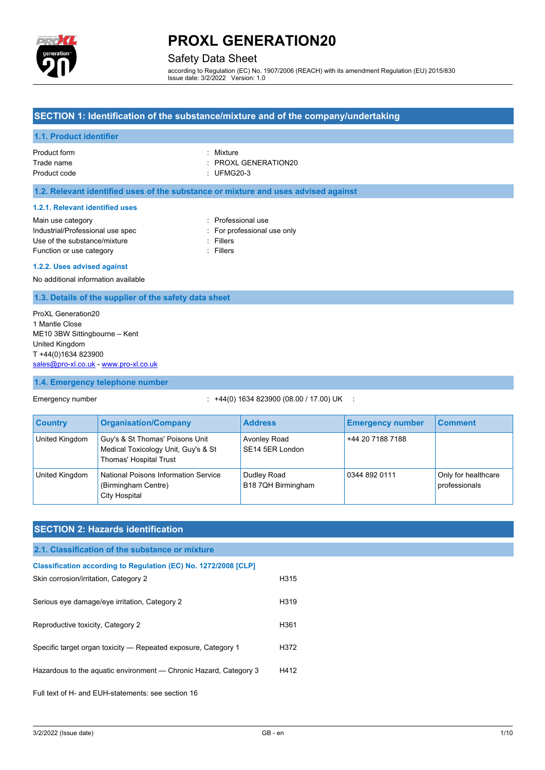# PROXL GENERATION20

Safety Data Sheet

according to Regulation (EC) No. 1907/2006 (REACH) with its amendment Regulation (EU) 2015/830
Issue date: 3/2/2022 Version: 1.0

## SECTION 1: Identification of the substance/mixture and of the company/undertaking

### 1.1. Product identifier

Product form : Mixture
Trade name : PROXL GENERATION20
Product code : UFMG20-3

### 1.2. Relevant identified uses of the substance or mixture and uses advised against

#### 1.2.1. Relevant identified uses

Main use category : Professional use
Industrial/Professional use spec : For professional use only
Use of the substance/mixture : Fillers
Function or use category : Fillers

#### 1.2.2. Uses advised against

No additional information available

### 1.3. Details of the supplier of the safety data sheet

ProXL Generation20
1 Mantle Close
ME10 3BW Sittingbourne – Kent
United Kingdom
T +44(0)1634 823900
sales@pro-xl.co.uk - www.pro-xl.co.uk

### 1.4. Emergency telephone number

Emergency number : +44(0) 1634 823900 (08.00 / 17.00) UK :

| Country | Organisation/Company | Address | Emergency number | Comment |
|---|---|---|---|---|
| United Kingdom | Guy's & St Thomas' Poisons Unit Medical Toxicology Unit, Guy's & St Thomas' Hospital Trust | Avonley Road SE14 5ER London | +44 20 7188 7188 | |
| United Kingdom | National Poisons Information Service (Birmingham Centre) City Hospital | Dudley Road B18 7QH Birmingham | 0344 892 0111 | Only for healthcare professionals |

## SECTION 2: Hazards identification

### 2.1. Classification of the substance or mixture

#### Classification according to Regulation (EC) No. 1272/2008 [CLP]

| | |
|---|---|
| Skin corrosion/irritation, Category 2 | H315 |
| Serious eye damage/eye irritation, Category 2 | H319 |
| Reproductive toxicity, Category 2 | H361 |
| Specific target organ toxicity — Repeated exposure, Category 1 | H372 |
| Hazardous to the aquatic environment — Chronic Hazard, Category 3 | H412 |

Full text of H- and EUH-statements: see section 16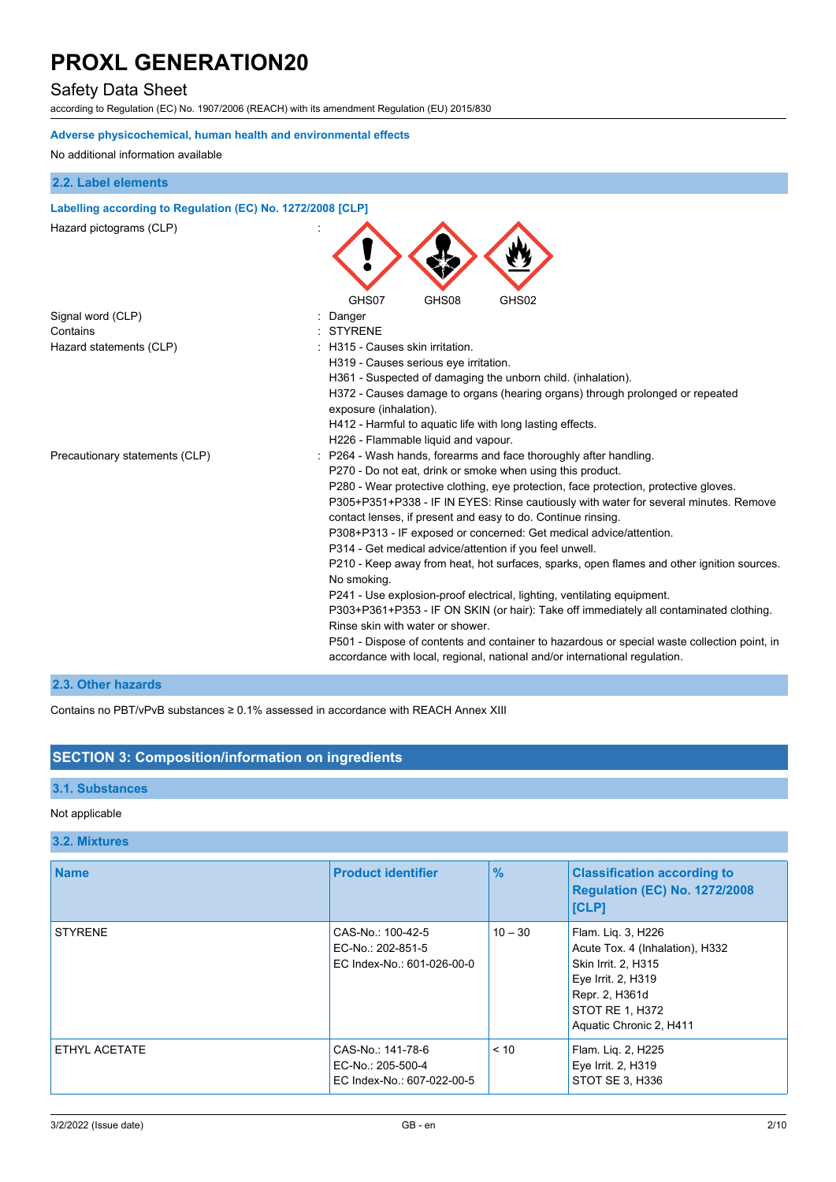**Adverse physicochemical, human health and environmental effects**

No additional information available

## 2.2. Label elements

**Labelling according to Regulation (EC) No. 1272/2008 [CLP]**

Hazard pictograms (CLP) :

GHS07 GHS08 GHS02

Signal word (CLP) : Danger

Contains : STYRENE

Hazard statements (CLP) :
H315 - Causes skin irritation.
H319 - Causes serious eye irritation.
H361 - Suspected of damaging the unborn child. (inhalation).
H372 - Causes damage to organs (hearing organs) through prolonged or repeated exposure (inhalation).
H412 - Harmful to aquatic life with long lasting effects.
H226 - Flammable liquid and vapour.

Precautionary statements (CLP) :
P264 - Wash hands, forearms and face thoroughly after handling.
P270 - Do not eat, drink or smoke when using this product.
P280 - Wear protective clothing, eye protection, face protection, protective gloves.
P305+P351+P338 - IF IN EYES: Rinse cautiously with water for several minutes. Remove contact lenses, if present and easy to do. Continue rinsing.
P308+P313 - IF exposed or concerned: Get medical advice/attention.
P314 - Get medical advice/attention if you feel unwell.
P210 - Keep away from heat, hot surfaces, sparks, open flames and other ignition sources. No smoking.
P241 - Use explosion-proof electrical, lighting, ventilating equipment.
P303+P361+P353 - IF ON SKIN (or hair): Take off immediately all contaminated clothing. Rinse skin with water or shower.
P501 - Dispose of contents and container to hazardous or special waste collection point, in accordance with local, regional, national and/or international regulation.

## 2.3. Other hazards

Contains no PBT/vPvB substances ≥ 0.1% assessed in accordance with REACH Annex XIII

# SECTION 3: Composition/information on ingredients

## 3.1. Substances

Not applicable

## 3.2. Mixtures

| Name | Product identifier | % | Classification according to Regulation (EC) No. 1272/2008 [CLP] |
|---|---|---|---|
| STYRENE | CAS-No.: 100-42-5<br>EC-No.: 202-851-5<br>EC Index-No.: 601-026-00-0 | 10 – 30 | Flam. Liq. 3, H226<br>Acute Tox. 4 (Inhalation), H332<br>Skin Irrit. 2, H315<br>Eye Irrit. 2, H319<br>Repr. 2, H361d<br>STOT RE 1, H372<br>Aquatic Chronic 2, H411 |
| ETHYL ACETATE | CAS-No.: 141-78-6<br>EC-No.: 205-500-4<br>EC Index-No.: 607-022-00-5 | < 10 | Flam. Liq. 2, H225<br>Eye Irrit. 2, H319<br>STOT SE 3, H336 |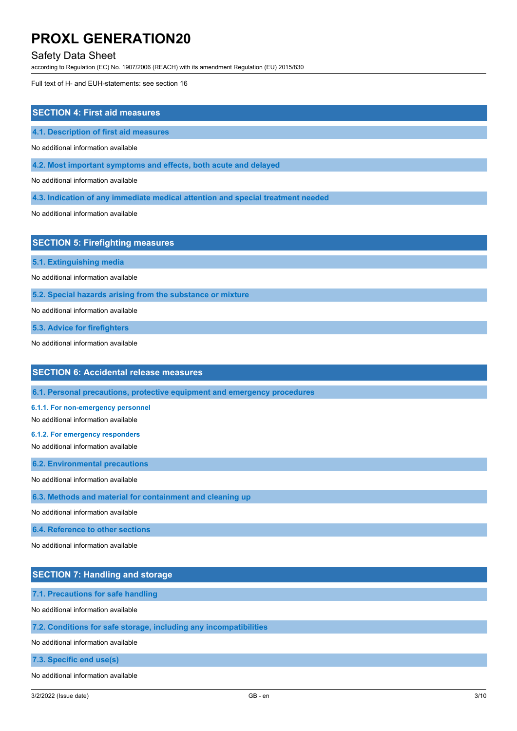Full text of H- and EUH-statements: see section 16

## SECTION 4: First aid measures

### 4.1. Description of first aid measures

No additional information available

### 4.2. Most important symptoms and effects, both acute and delayed

No additional information available

### 4.3. Indication of any immediate medical attention and special treatment needed

No additional information available

## SECTION 5: Firefighting measures

### 5.1. Extinguishing media

No additional information available

### 5.2. Special hazards arising from the substance or mixture

No additional information available

### 5.3. Advice for firefighters

No additional information available

## SECTION 6: Accidental release measures

### 6.1. Personal precautions, protective equipment and emergency procedures

#### 6.1.1. For non-emergency personnel

No additional information available

#### 6.1.2. For emergency responders

No additional information available

### 6.2. Environmental precautions

No additional information available

### 6.3. Methods and material for containment and cleaning up

No additional information available

### 6.4. Reference to other sections

No additional information available

## SECTION 7: Handling and storage

### 7.1. Precautions for safe handling

No additional information available

### 7.2. Conditions for safe storage, including any incompatibilities

No additional information available

### 7.3. Specific end use(s)

No additional information available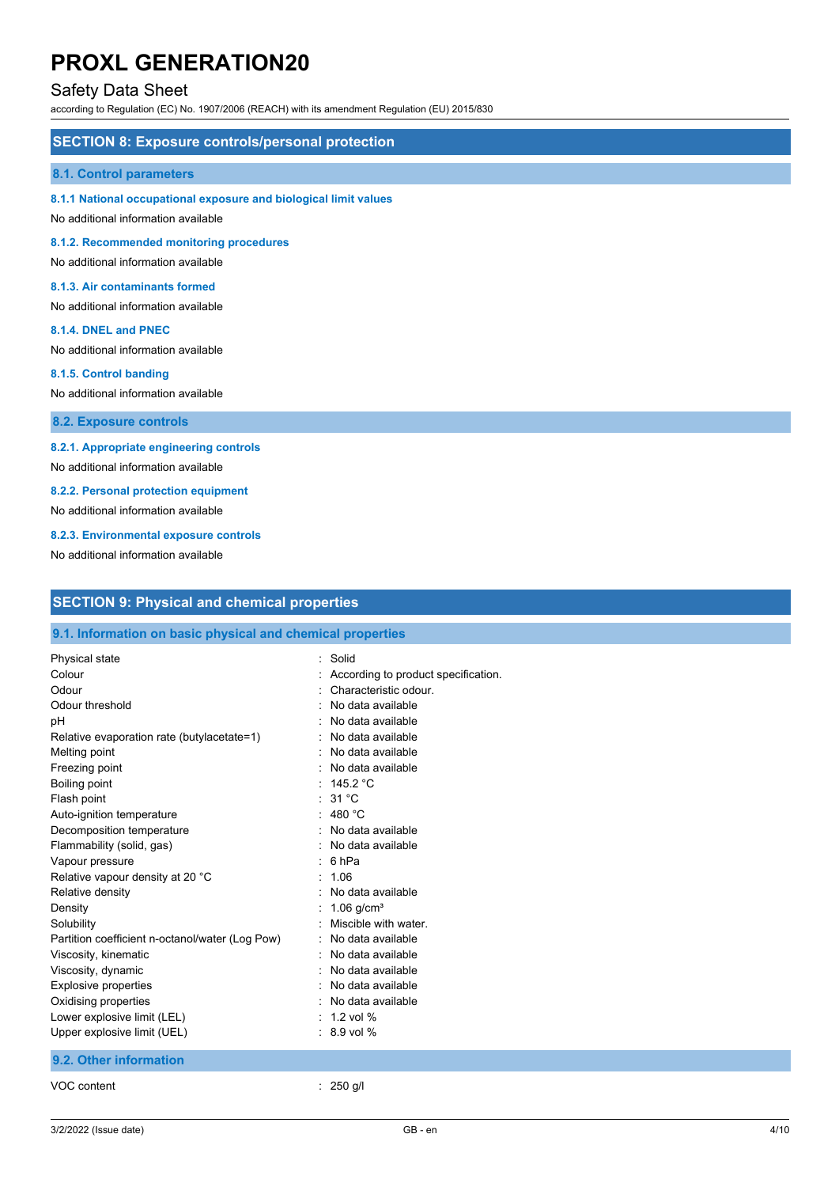## SECTION 8: Exposure controls/personal protection

### 8.1. Control parameters

#### 8.1.1 National occupational exposure and biological limit values

No additional information available

#### 8.1.2. Recommended monitoring procedures

No additional information available

#### 8.1.3. Air contaminants formed

No additional information available

#### 8.1.4. DNEL and PNEC

No additional information available

#### 8.1.5. Control banding

No additional information available

### 8.2. Exposure controls

#### 8.2.1. Appropriate engineering controls

No additional information available

#### 8.2.2. Personal protection equipment

No additional information available

#### 8.2.3. Environmental exposure controls

No additional information available

## SECTION 9: Physical and chemical properties

### 9.1. Information on basic physical and chemical properties

| Property | Value |
|---|---|
| Physical state | Solid |
| Colour | According to product specification. |
| Odour | Characteristic odour. |
| Odour threshold | No data available |
| pH | No data available |
| Relative evaporation rate (butylacetate=1) | No data available |
| Melting point | No data available |
| Freezing point | No data available |
| Boiling point | 145.2 °C |
| Flash point | 31 °C |
| Auto-ignition temperature | 480 °C |
| Decomposition temperature | No data available |
| Flammability (solid, gas) | No data available |
| Vapour pressure | 6 hPa |
| Relative vapour density at 20 °C | 1.06 |
| Relative density | No data available |
| Density | 1.06 g/cm³ |
| Solubility | Miscible with water. |
| Partition coefficient n-octanol/water (Log Pow) | No data available |
| Viscosity, kinematic | No data available |
| Viscosity, dynamic | No data available |
| Explosive properties | No data available |
| Oxidising properties | No data available |
| Lower explosive limit (LEL) | 1.2 vol % |
| Upper explosive limit (UEL) | 8.9 vol % |

### 9.2. Other information

| Property | Value |
|---|---|
| VOC content | 250 g/l |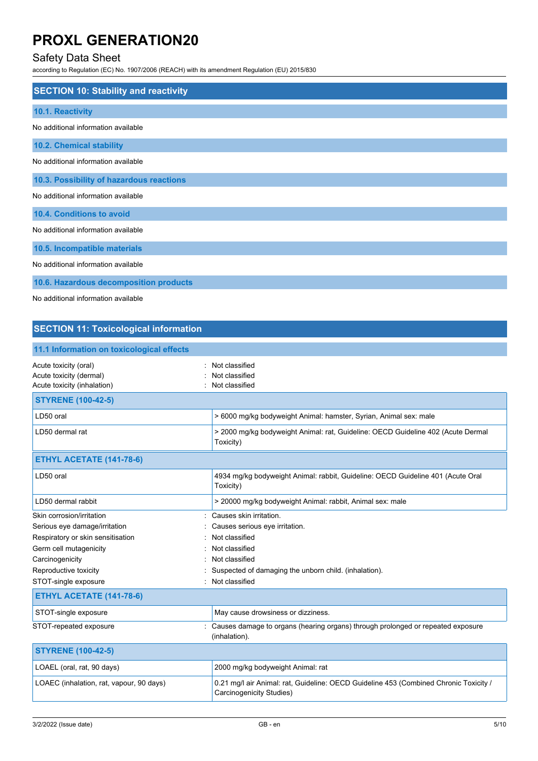## SECTION 10: Stability and reactivity

### 10.1. Reactivity

No additional information available

### 10.2. Chemical stability

No additional information available

### 10.3. Possibility of hazardous reactions

No additional information available

### 10.4. Conditions to avoid

No additional information available

### 10.5. Incompatible materials

No additional information available

### 10.6. Hazardous decomposition products

No additional information available

## SECTION 11: Toxicological information

### 11.1 Information on toxicological effects

Acute toxicity (oral) : Not classified
Acute toxicity (dermal) : Not classified
Acute toxicity (inhalation) : Not classified

| **STYRENE (100-42-5)** | |
|---|---|
| LD50 oral | > 6000 mg/kg bodyweight Animal: hamster, Syrian, Animal sex: male |
| LD50 dermal rat | > 2000 mg/kg bodyweight Animal: rat, Guideline: OECD Guideline 402 (Acute Dermal Toxicity) |

| **ETHYL ACETATE (141-78-6)** | |
|---|---|
| LD50 oral | 4934 mg/kg bodyweight Animal: rabbit, Guideline: OECD Guideline 401 (Acute Oral Toxicity) |
| LD50 dermal rabbit | > 20000 mg/kg bodyweight Animal: rabbit, Animal sex: male |

Skin corrosion/irritation : Causes skin irritation.
Serious eye damage/irritation : Causes serious eye irritation.
Respiratory or skin sensitisation : Not classified
Germ cell mutagenicity : Not classified
Carcinogenicity : Not classified
Reproductive toxicity : Suspected of damaging the unborn child. (inhalation).
STOT-single exposure : Not classified

| **ETHYL ACETATE (141-78-6)** | |
|---|---|
| STOT-single exposure | May cause drowsiness or dizziness. |

STOT-repeated exposure : Causes damage to organs (hearing organs) through prolonged or repeated exposure (inhalation).

| **STYRENE (100-42-5)** | |
|---|---|
| LOAEL (oral, rat, 90 days) | 2000 mg/kg bodyweight Animal: rat |
| LOAEC (inhalation, rat, vapour, 90 days) | 0.21 mg/l air Animal: rat, Guideline: OECD Guideline 453 (Combined Chronic Toxicity / Carcinogenicity Studies) |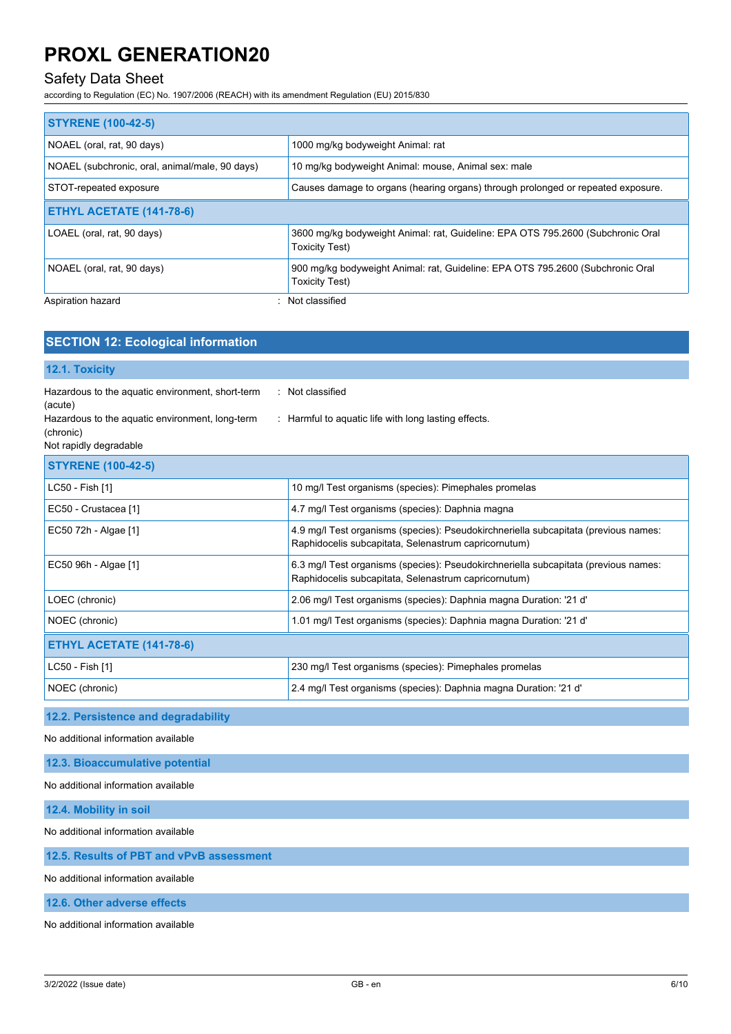| STYRENE (100-42-5) | |
|---|---|
| NOAEL (oral, rat, 90 days) | 1000 mg/kg bodyweight Animal: rat |
| NOAEL (subchronic, oral, animal/male, 90 days) | 10 mg/kg bodyweight Animal: mouse, Animal sex: male |
| STOT-repeated exposure | Causes damage to organs (hearing organs) through prolonged or repeated exposure. |
| **ETHYL ACETATE (141-78-6)** | |
| LOAEL (oral, rat, 90 days) | 3600 mg/kg bodyweight Animal: rat, Guideline: EPA OTS 795.2600 (Subchronic Oral Toxicity Test) |
| NOAEL (oral, rat, 90 days) | 900 mg/kg bodyweight Animal: rat, Guideline: EPA OTS 795.2600 (Subchronic Oral Toxicity Test) |

Aspiration hazard : Not classified

## SECTION 12: Ecological information

### 12.1. Toxicity

Hazardous to the aquatic environment, short-term (acute) : Not classified

Hazardous to the aquatic environment, long-term (chronic) : Harmful to aquatic life with long lasting effects.

Not rapidly degradable

| STYRENE (100-42-5) | |
|---|---|
| LC50 - Fish [1] | 10 mg/l Test organisms (species): Pimephales promelas |
| EC50 - Crustacea [1] | 4.7 mg/l Test organisms (species): Daphnia magna |
| EC50 72h - Algae [1] | 4.9 mg/l Test organisms (species): Pseudokirchneriella subcapitata (previous names: Raphidocelis subcapitata, Selenastrum capricornutum) |
| EC50 96h - Algae [1] | 6.3 mg/l Test organisms (species): Pseudokirchneriella subcapitata (previous names: Raphidocelis subcapitata, Selenastrum capricornutum) |
| LOEC (chronic) | 2.06 mg/l Test organisms (species): Daphnia magna Duration: '21 d' |
| NOEC (chronic) | 1.01 mg/l Test organisms (species): Daphnia magna Duration: '21 d' |
| **ETHYL ACETATE (141-78-6)** | |
| LC50 - Fish [1] | 230 mg/l Test organisms (species): Pimephales promelas |
| NOEC (chronic) | 2.4 mg/l Test organisms (species): Daphnia magna Duration: '21 d' |

### 12.2. Persistence and degradability

No additional information available

### 12.3. Bioaccumulative potential

No additional information available

### 12.4. Mobility in soil

No additional information available

### 12.5. Results of PBT and vPvB assessment

No additional information available

### 12.6. Other adverse effects

No additional information available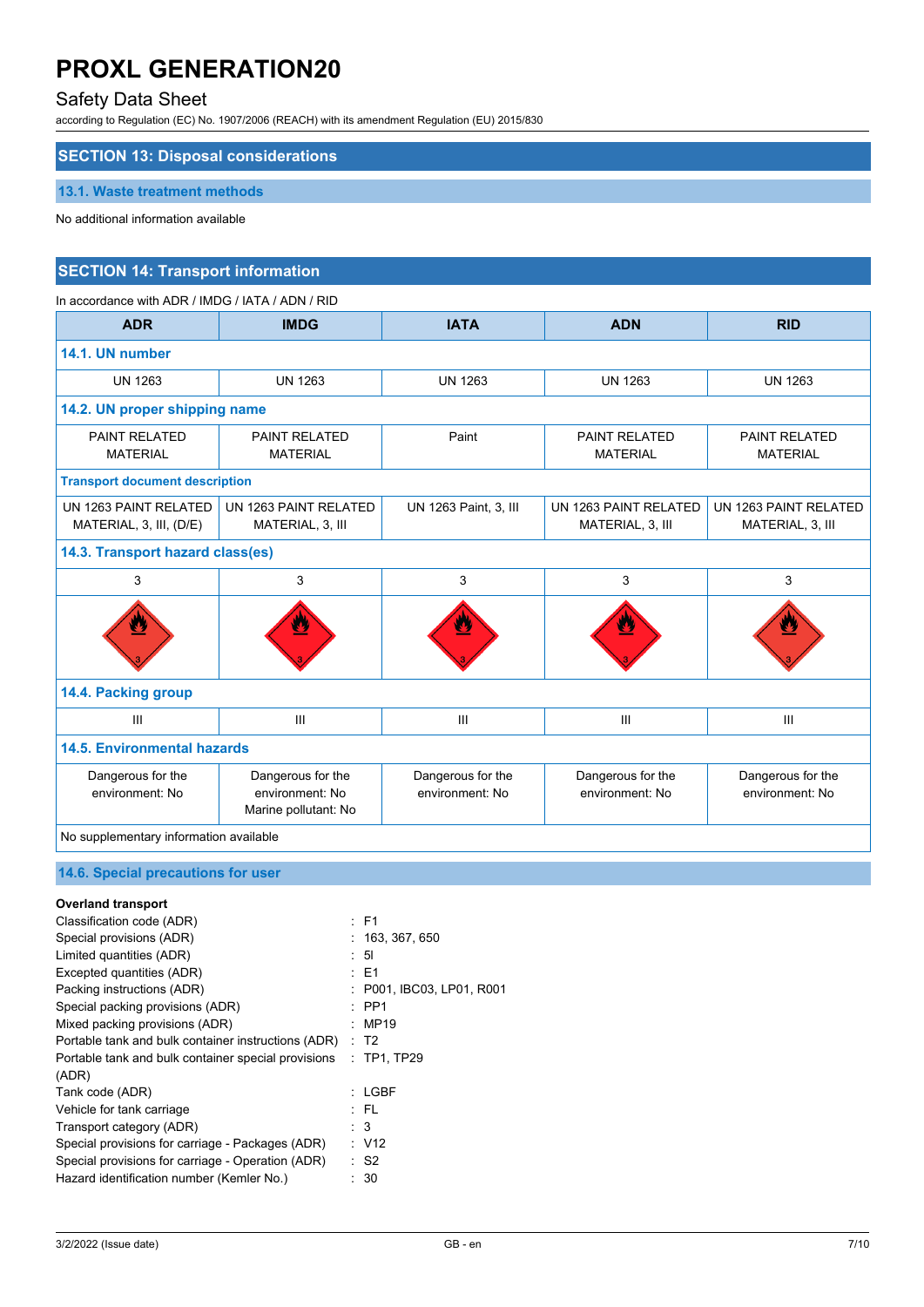## SECTION 13: Disposal considerations

### 13.1. Waste treatment methods

No additional information available

## SECTION 14: Transport information

In accordance with ADR / IMDG / IATA / ADN / RID

| ADR | IMDG | IATA | ADN | RID |
|---|---|---|---|---|
| **14.1. UN number** | | | | |
| UN 1263 | UN 1263 | UN 1263 | UN 1263 | UN 1263 |
| **14.2. UN proper shipping name** | | | | |
| PAINT RELATED MATERIAL | PAINT RELATED MATERIAL | Paint | PAINT RELATED MATERIAL | PAINT RELATED MATERIAL |
| **Transport document description** | | | | |
| UN 1263 PAINT RELATED MATERIAL, 3, III, (D/E) | UN 1263 PAINT RELATED MATERIAL, 3, III | UN 1263 Paint, 3, III | UN 1263 PAINT RELATED MATERIAL, 3, III | UN 1263 PAINT RELATED MATERIAL, 3, III |
| **14.3. Transport hazard class(es)** | | | | |
| 3 | 3 | 3 | 3 | 3 |
| **14.4. Packing group** | | | | |
| III | III | III | III | III |
| **14.5. Environmental hazards** | | | | |
| Dangerous for the environment: No | Dangerous for the environment: No<br>Marine pollutant: No | Dangerous for the environment: No | Dangerous for the environment: No | Dangerous for the environment: No |
| No supplementary information available | | | | |

### 14.6. Special precautions for user

**Overland transport**

Classification code (ADR) : F1
Special provisions (ADR) : 163, 367, 650
Limited quantities (ADR) : 5l
Excepted quantities (ADR) : E1
Packing instructions (ADR) : P001, IBC03, LP01, R001
Special packing provisions (ADR) : PP1
Mixed packing provisions (ADR) : MP19
Portable tank and bulk container instructions (ADR) : T2
Portable tank and bulk container special provisions (ADR) : TP1, TP29
Tank code (ADR) : LGBF
Vehicle for tank carriage : FL
Transport category (ADR) : 3
Special provisions for carriage - Packages (ADR) : V12
Special provisions for carriage - Operation (ADR) : S2
Hazard identification number (Kemler No.) : 30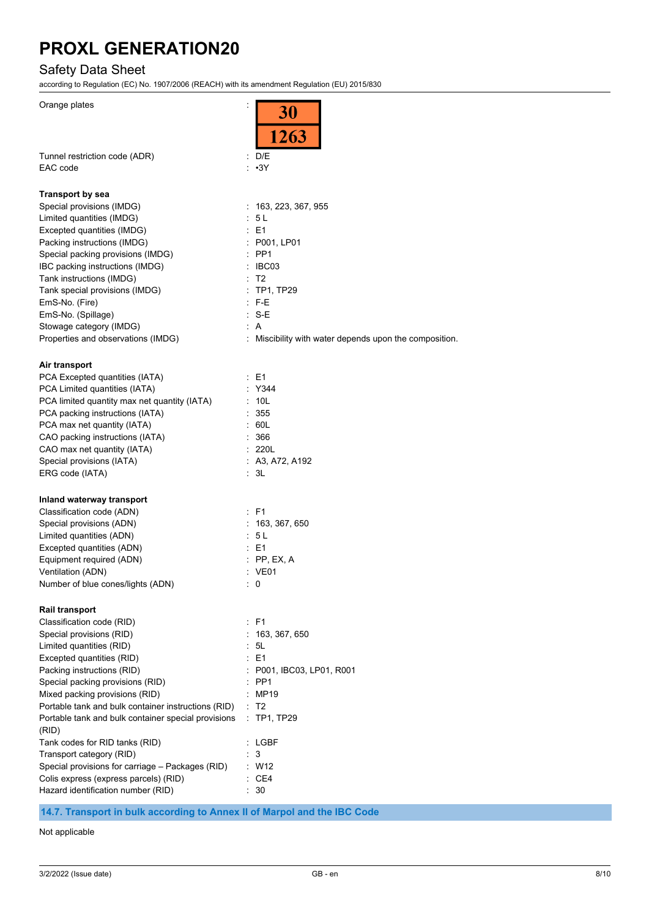| | |
|---|---|
| Orange plates | : 30 / 1263 |
| Tunnel restriction code (ADR) | : D/E |
| EAC code | : •3Y |

**Transport by sea**

| | |
|---|---|
| Special provisions (IMDG) | : 163, 223, 367, 955 |
| Limited quantities (IMDG) | : 5 L |
| Excepted quantities (IMDG) | : E1 |
| Packing instructions (IMDG) | : P001, LP01 |
| Special packing provisions (IMDG) | : PP1 |
| IBC packing instructions (IMDG) | : IBC03 |
| Tank instructions (IMDG) | : T2 |
| Tank special provisions (IMDG) | : TP1, TP29 |
| EmS-No. (Fire) | : F-E |
| EmS-No. (Spillage) | : S-E |
| Stowage category (IMDG) | : A |
| Properties and observations (IMDG) | : Miscibility with water depends upon the composition. |

**Air transport**

| | |
|---|---|
| PCA Excepted quantities (IATA) | : E1 |
| PCA Limited quantities (IATA) | : Y344 |
| PCA limited quantity max net quantity (IATA) | : 10L |
| PCA packing instructions (IATA) | : 355 |
| PCA max net quantity (IATA) | : 60L |
| CAO packing instructions (IATA) | : 366 |
| CAO max net quantity (IATA) | : 220L |
| Special provisions (IATA) | : A3, A72, A192 |
| ERG code (IATA) | : 3L |

**Inland waterway transport**

| | |
|---|---|
| Classification code (ADN) | : F1 |
| Special provisions (ADN) | : 163, 367, 650 |
| Limited quantities (ADN) | : 5 L |
| Excepted quantities (ADN) | : E1 |
| Equipment required (ADN) | : PP, EX, A |
| Ventilation (ADN) | : VE01 |
| Number of blue cones/lights (ADN) | : 0 |

**Rail transport**

| | |
|---|---|
| Classification code (RID) | : F1 |
| Special provisions (RID) | : 163, 367, 650 |
| Limited quantities (RID) | : 5L |
| Excepted quantities (RID) | : E1 |
| Packing instructions (RID) | : P001, IBC03, LP01, R001 |
| Special packing provisions (RID) | : PP1 |
| Mixed packing provisions (RID) | : MP19 |
| Portable tank and bulk container instructions (RID) | : T2 |
| Portable tank and bulk container special provisions (RID) | : TP1, TP29 |
| Tank codes for RID tanks (RID) | : LGBF |
| Transport category (RID) | : 3 |
| Special provisions for carriage – Packages (RID) | : W12 |
| Colis express (express parcels) (RID) | : CE4 |
| Hazard identification number (RID) | : 30 |

## 14.7. Transport in bulk according to Annex II of Marpol and the IBC Code

Not applicable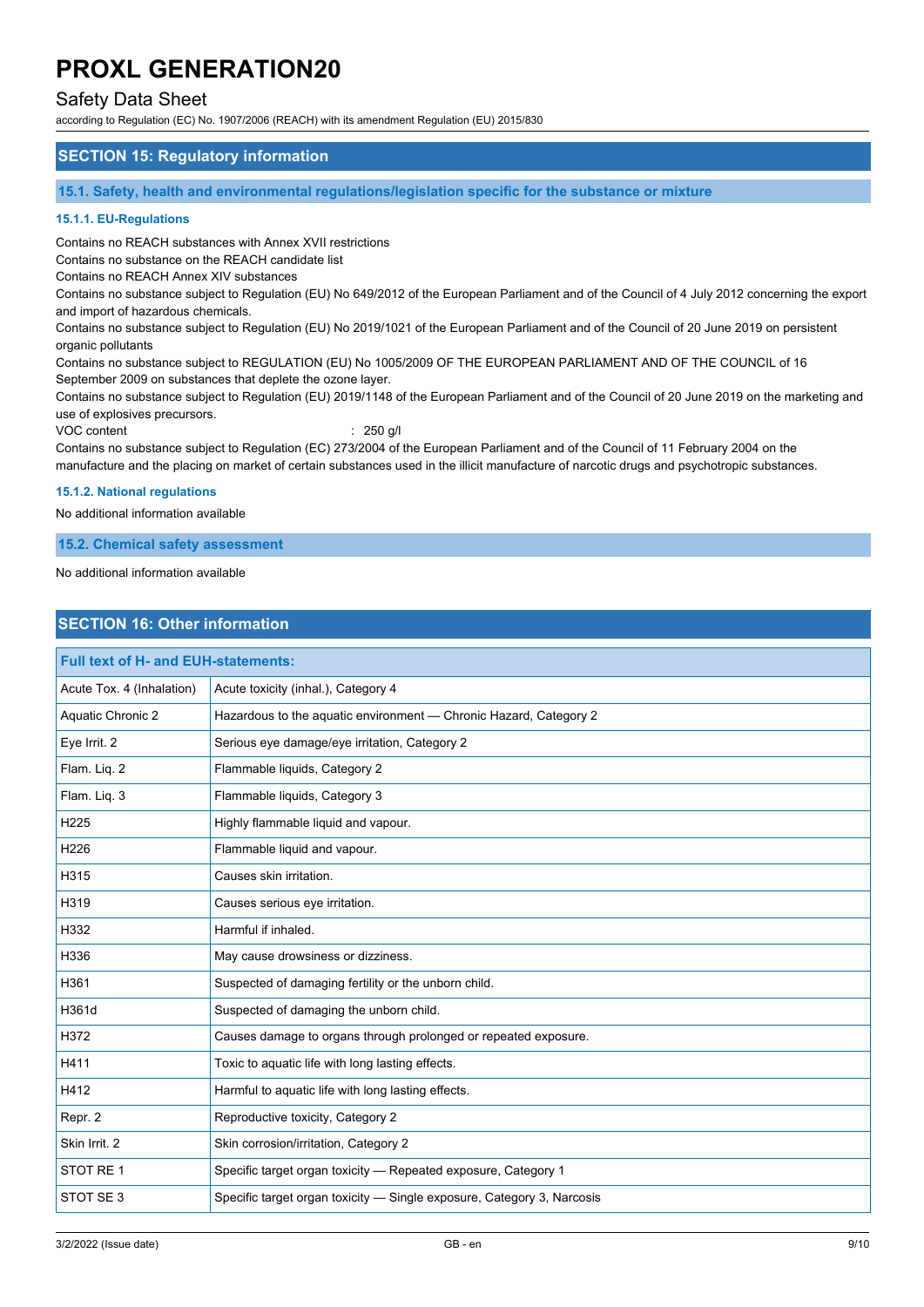## SECTION 15: Regulatory information

### 15.1. Safety, health and environmental regulations/legislation specific for the substance or mixture

#### 15.1.1. EU-Regulations

Contains no REACH substances with Annex XVII restrictions
Contains no substance on the REACH candidate list
Contains no REACH Annex XIV substances
Contains no substance subject to Regulation (EU) No 649/2012 of the European Parliament and of the Council of 4 July 2012 concerning the export and import of hazardous chemicals.
Contains no substance subject to Regulation (EU) No 2019/1021 of the European Parliament and of the Council of 20 June 2019 on persistent organic pollutants
Contains no substance subject to REGULATION (EU) No 1005/2009 OF THE EUROPEAN PARLIAMENT AND OF THE COUNCIL of 16 September 2009 on substances that deplete the ozone layer.
Contains no substance subject to Regulation (EU) 2019/1148 of the European Parliament and of the Council of 20 June 2019 on the marketing and use of explosives precursors.
VOC content : 250 g/l
Contains no substance subject to Regulation (EC) 273/2004 of the European Parliament and of the Council of 11 February 2004 on the manufacture and the placing on market of certain substances used in the illicit manufacture of narcotic drugs and psychotropic substances.

#### 15.1.2. National regulations

No additional information available

### 15.2. Chemical safety assessment

No additional information available

## SECTION 16: Other information

| Full text of H- and EUH-statements: | |
|---|---|
| Acute Tox. 4 (Inhalation) | Acute toxicity (inhal.), Category 4 |
| Aquatic Chronic 2 | Hazardous to the aquatic environment — Chronic Hazard, Category 2 |
| Eye Irrit. 2 | Serious eye damage/eye irritation, Category 2 |
| Flam. Liq. 2 | Flammable liquids, Category 2 |
| Flam. Liq. 3 | Flammable liquids, Category 3 |
| H225 | Highly flammable liquid and vapour. |
| H226 | Flammable liquid and vapour. |
| H315 | Causes skin irritation. |
| H319 | Causes serious eye irritation. |
| H332 | Harmful if inhaled. |
| H336 | May cause drowsiness or dizziness. |
| H361 | Suspected of damaging fertility or the unborn child. |
| H361d | Suspected of damaging the unborn child. |
| H372 | Causes damage to organs through prolonged or repeated exposure. |
| H411 | Toxic to aquatic life with long lasting effects. |
| H412 | Harmful to aquatic life with long lasting effects. |
| Repr. 2 | Reproductive toxicity, Category 2 |
| Skin Irrit. 2 | Skin corrosion/irritation, Category 2 |
| STOT RE 1 | Specific target organ toxicity — Repeated exposure, Category 1 |
| STOT SE 3 | Specific target organ toxicity — Single exposure, Category 3, Narcosis |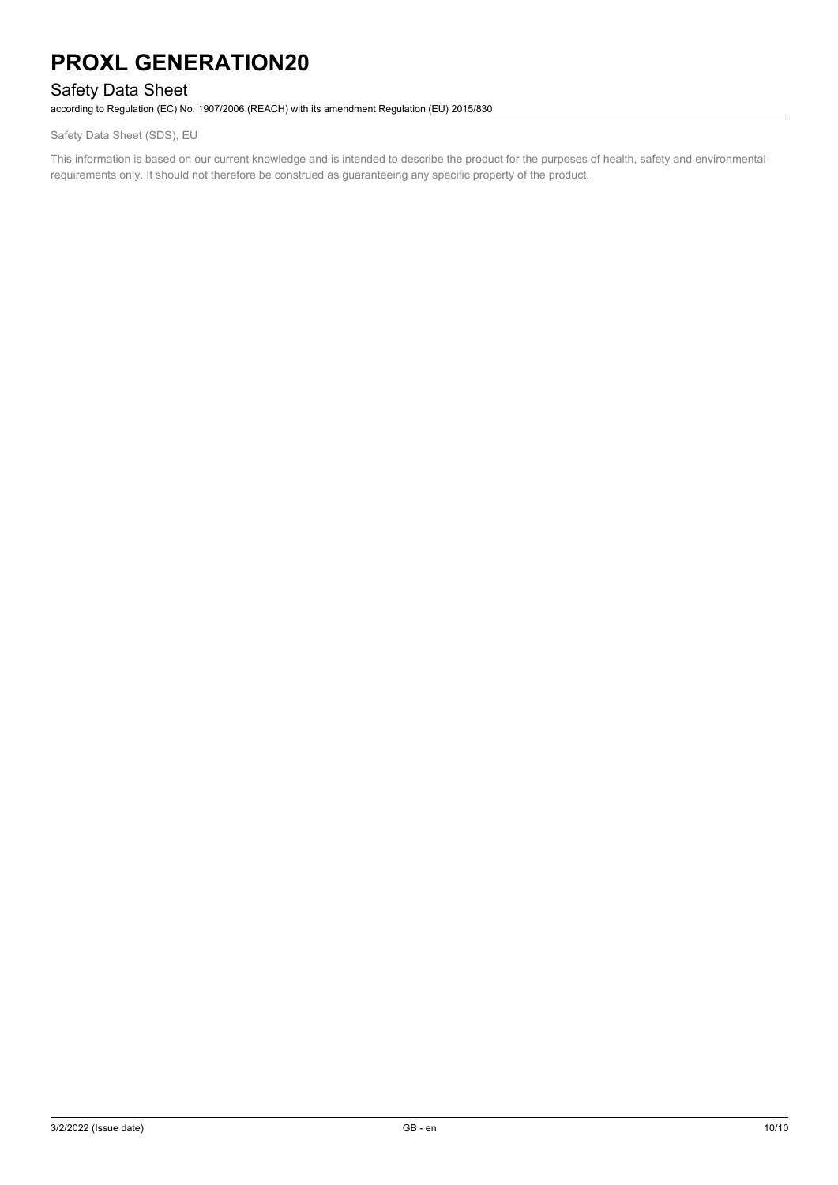Safety Data Sheet (SDS), EU

This information is based on our current knowledge and is intended to describe the product for the purposes of health, safety and environmental requirements only. It should not therefore be construed as guaranteeing any specific property of the product.